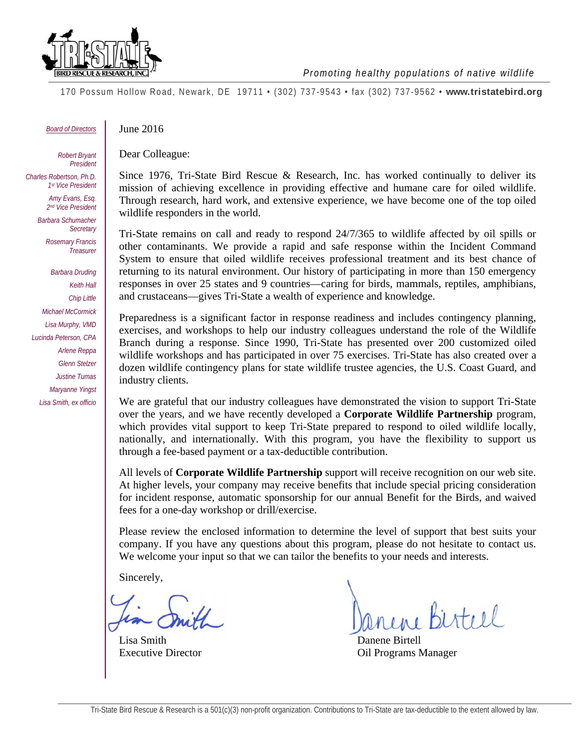Tri-State Bird Rescue & Research, Inc.

*Promoting healthy populations of native wildlife*

170 Possum Hollow Road, Newark, DE 19711 • (302) 737-9543 • fax (302) 737-9562 • **www.tristatebird.org**

*Board of Directors*

*Robert Bryant*
*President*

*Charles Robertson, Ph.D.*
*1st Vice President*

*Amy Evans, Esq.*
*2nd Vice President*

*Barbara Schumacher*
*Secretary*

*Rosemary Francis*
*Treasurer*

*Barbara Druding*
*Keith Hall*
*Chip Little*
*Michael McCormick*
*Lisa Murphy, VMD*
*Lucinda Peterson, CPA*
*Arlene Reppa*
*Glenn Stelzer*
*Justine Tumas*
*Maryanne Yingst*
*Lisa Smith, ex officio*

June 2016

Dear Colleague:

Since 1976, Tri-State Bird Rescue & Research, Inc. has worked continually to deliver its mission of achieving excellence in providing effective and humane care for oiled wildlife. Through research, hard work, and extensive experience, we have become one of the top oiled wildlife responders in the world.

Tri-State remains on call and ready to respond 24/7/365 to wildlife affected by oil spills or other contaminants. We provide a rapid and safe response within the Incident Command System to ensure that oiled wildlife receives professional treatment and its best chance of returning to its natural environment. Our history of participating in more than 150 emergency responses in over 25 states and 9 countries—caring for birds, mammals, reptiles, amphibians, and crustaceans—gives Tri-State a wealth of experience and knowledge.

Preparedness is a significant factor in response readiness and includes contingency planning, exercises, and workshops to help our industry colleagues understand the role of the Wildlife Branch during a response. Since 1990, Tri-State has presented over 200 customized oiled wildlife workshops and has participated in over 75 exercises. Tri-State has also created over a dozen wildlife contingency plans for state wildlife trustee agencies, the U.S. Coast Guard, and industry clients.

We are grateful that our industry colleagues have demonstrated the vision to support Tri-State over the years, and we have recently developed a **Corporate Wildlife Partnership** program, which provides vital support to keep Tri-State prepared to respond to oiled wildlife locally, nationally, and internationally. With this program, you have the flexibility to support us through a fee-based payment or a tax-deductible contribution.

All levels of **Corporate Wildlife Partnership** support will receive recognition on our web site. At higher levels, your company may receive benefits that include special pricing consideration for incident response, automatic sponsorship for our annual Benefit for the Birds, and waived fees for a one-day workshop or drill/exercise.

Please review the enclosed information to determine the level of support that best suits your company. If you have any questions about this program, please do not hesitate to contact us. We welcome your input so that we can tailor the benefits to your needs and interests.

Sincerely,

Lisa Smith
Executive Director

Danene Birtell
Oil Programs Manager

Tri-State Bird Rescue & Research is a 501(c)(3) non-profit organization. Contributions to Tri-State are tax-deductible to the extent allowed by law.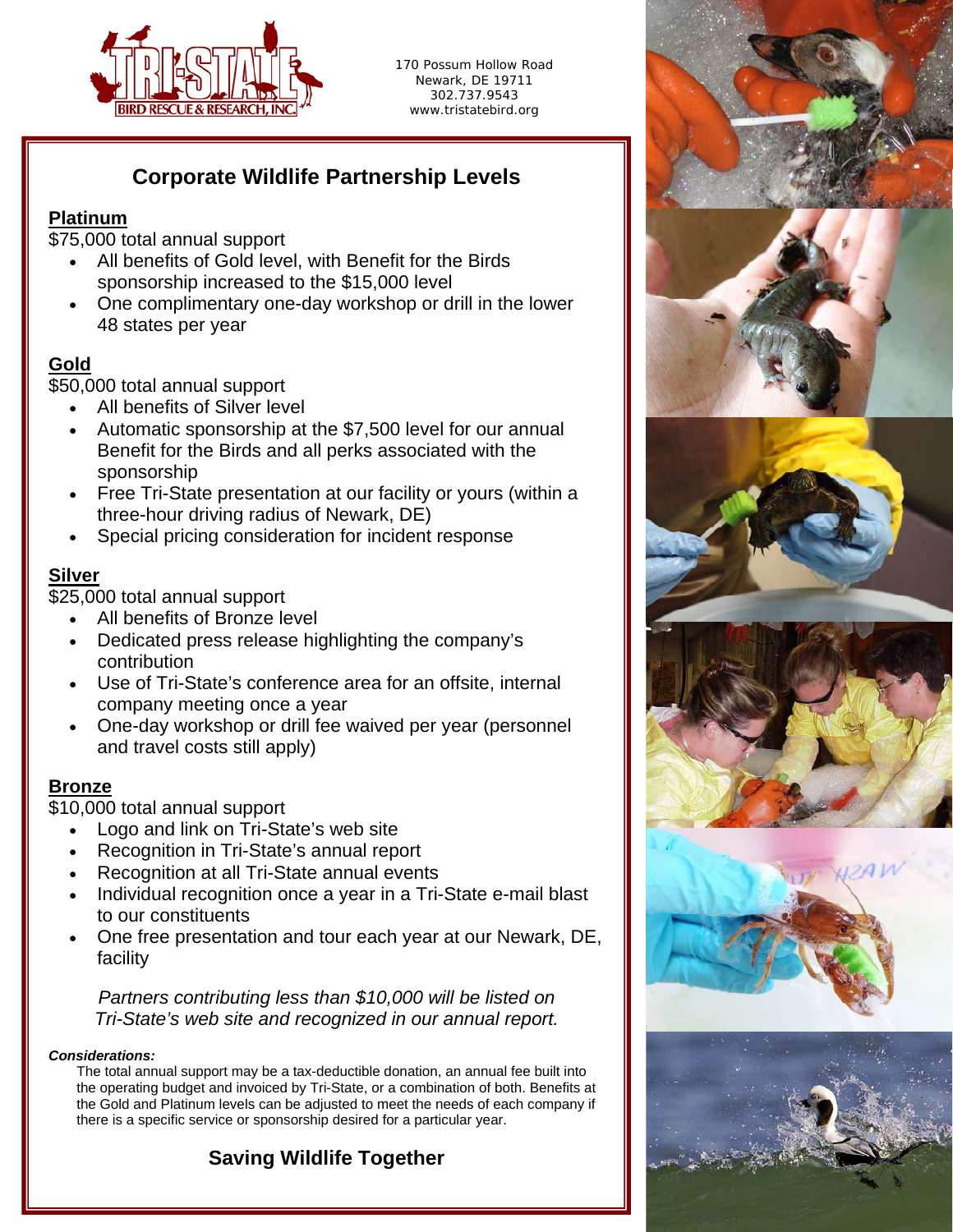TRI-STATE BIRD RESCUE & RESEARCH, INC.

170 Possum Hollow Road
Newark, DE 19711
302.737.9543
www.tristatebird.org

# Corporate Wildlife Partnership Levels

## Platinum

$75,000 total annual support

- All benefits of Gold level, with Benefit for the Birds sponsorship increased to the $15,000 level
- One complimentary one-day workshop or drill in the lower 48 states per year

## Gold

$50,000 total annual support

- All benefits of Silver level
- Automatic sponsorship at the $7,500 level for our annual Benefit for the Birds and all perks associated with the sponsorship
- Free Tri-State presentation at our facility or yours (within a three-hour driving radius of Newark, DE)
- Special pricing consideration for incident response

## Silver

$25,000 total annual support

- All benefits of Bronze level
- Dedicated press release highlighting the company's contribution
- Use of Tri-State's conference area for an offsite, internal company meeting once a year
- One-day workshop or drill fee waived per year (personnel and travel costs still apply)

## Bronze

$10,000 total annual support

- Logo and link on Tri-State's web site
- Recognition in Tri-State's annual report
- Recognition at all Tri-State annual events
- Individual recognition once a year in a Tri-State e-mail blast to our constituents
- One free presentation and tour each year at our Newark, DE, facility

*Partners contributing less than $10,000 will be listed on Tri-State's web site and recognized in our annual report.*

***Considerations:***

The total annual support may be a tax-deductible donation, an annual fee built into the operating budget and invoiced by Tri-State, or a combination of both. Benefits at the Gold and Platinum levels can be adjusted to meet the needs of each company if there is a specific service or sponsorship desired for a particular year.

**Saving Wildlife Together**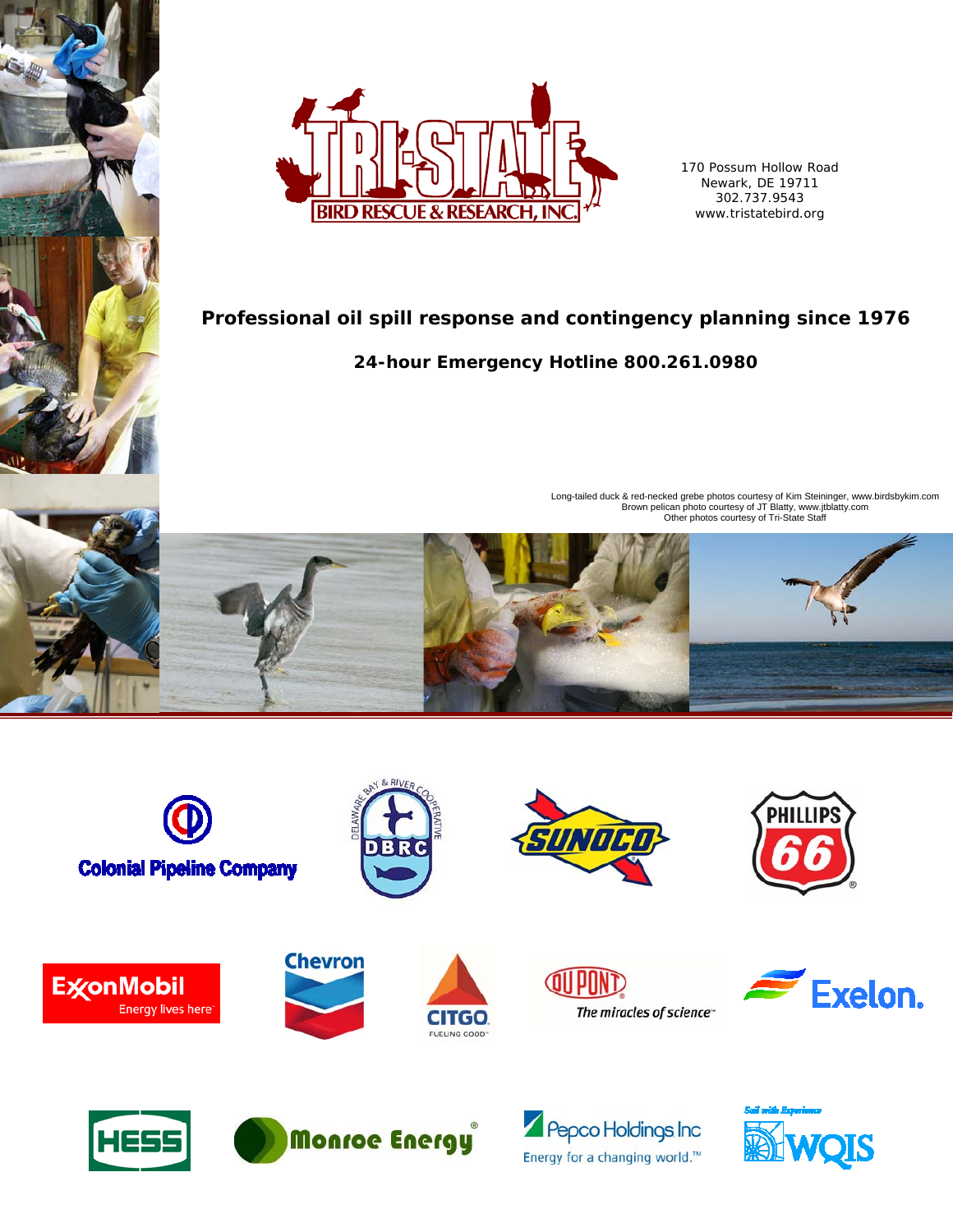TRI-STATE BIRD RESCUE & RESEARCH, INC.

170 Possum Hollow Road
Newark, DE 19711
302.737.9543
www.tristatebird.org

**Professional oil spill response and contingency planning since 1976**

**24-hour Emergency Hotline 800.261.0980**

Long-tailed duck & red-necked grebe photos courtesy of Kim Steininger, www.birdsbykim.com
Brown pelican photo courtesy of JT Blatty, www.jtblatty.com
Other photos courtesy of Tri-State Staff

Colonial Pipeline Company

DELAWARE BAY & RIVER COOPERATIVE DBRC

SUNOCO

PHILLIPS 66

ExxonMobil Energy lives here

Chevron

CITGO FUELING GOOD

DUPONT The miracles of science

Exelon.

HESS

Monroe Energy

Pepco Holdings Inc Energy for a changing world.

Sail with Experience WQIS